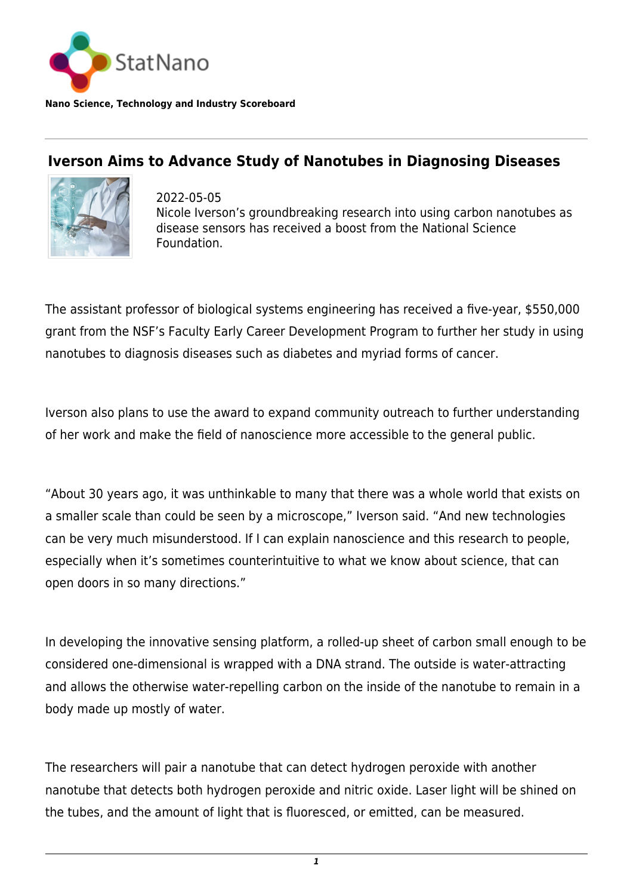StatNano

**Nano Science, Technology and Industry Scoreboard**

## Iverson Aims to Advance Study of Nanotubes in Diagnosing Diseases

2022-05-05

Nicole Iverson's groundbreaking research into using carbon nanotubes as disease sensors has received a boost from the National Science Foundation.

The assistant professor of biological systems engineering has received a five-year, $550,000 grant from the NSF's Faculty Early Career Development Program to further her study in using nanotubes to diagnosis diseases such as diabetes and myriad forms of cancer.

Iverson also plans to use the award to expand community outreach to further understanding of her work and make the field of nanoscience more accessible to the general public.

"About 30 years ago, it was unthinkable to many that there was a whole world that exists on a smaller scale than could be seen by a microscope," Iverson said. "And new technologies can be very much misunderstood. If I can explain nanoscience and this research to people, especially when it's sometimes counterintuitive to what we know about science, that can open doors in so many directions."

In developing the innovative sensing platform, a rolled-up sheet of carbon small enough to be considered one-dimensional is wrapped with a DNA strand. The outside is water-attracting and allows the otherwise water-repelling carbon on the inside of the nanotube to remain in a body made up mostly of water.

The researchers will pair a nanotube that can detect hydrogen peroxide with another nanotube that detects both hydrogen peroxide and nitric oxide. Laser light will be shined on the tubes, and the amount of light that is fluoresced, or emitted, can be measured.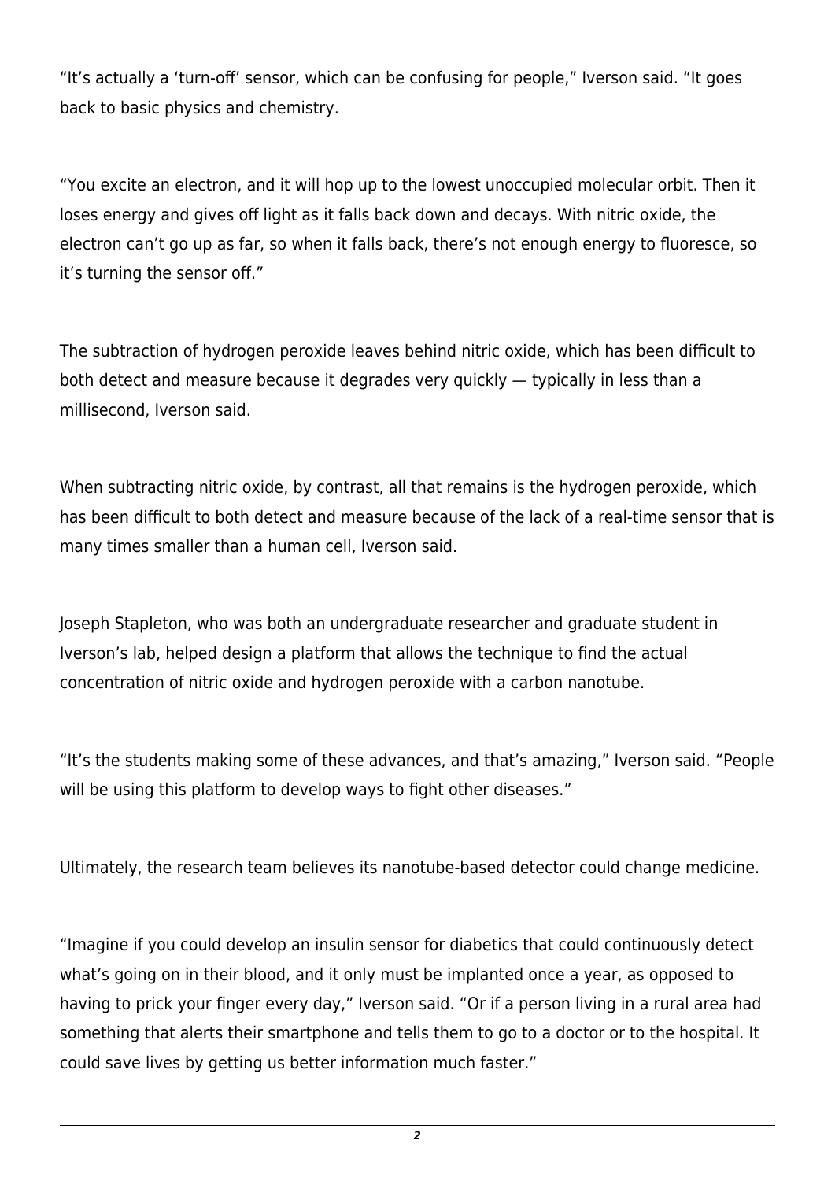"It's actually a 'turn-off' sensor, which can be confusing for people," Iverson said. "It goes back to basic physics and chemistry.

"You excite an electron, and it will hop up to the lowest unoccupied molecular orbit. Then it loses energy and gives off light as it falls back down and decays. With nitric oxide, the electron can't go up as far, so when it falls back, there's not enough energy to fluoresce, so it's turning the sensor off."

The subtraction of hydrogen peroxide leaves behind nitric oxide, which has been difficult to both detect and measure because it degrades very quickly — typically in less than a millisecond, Iverson said.

When subtracting nitric oxide, by contrast, all that remains is the hydrogen peroxide, which has been difficult to both detect and measure because of the lack of a real-time sensor that is many times smaller than a human cell, Iverson said.

Joseph Stapleton, who was both an undergraduate researcher and graduate student in Iverson's lab, helped design a platform that allows the technique to find the actual concentration of nitric oxide and hydrogen peroxide with a carbon nanotube.

"It's the students making some of these advances, and that's amazing," Iverson said. "People will be using this platform to develop ways to fight other diseases."

Ultimately, the research team believes its nanotube-based detector could change medicine.

"Imagine if you could develop an insulin sensor for diabetics that could continuously detect what's going on in their blood, and it only must be implanted once a year, as opposed to having to prick your finger every day," Iverson said. "Or if a person living in a rural area had something that alerts their smartphone and tells them to go to a doctor or to the hospital. It could save lives by getting us better information much faster."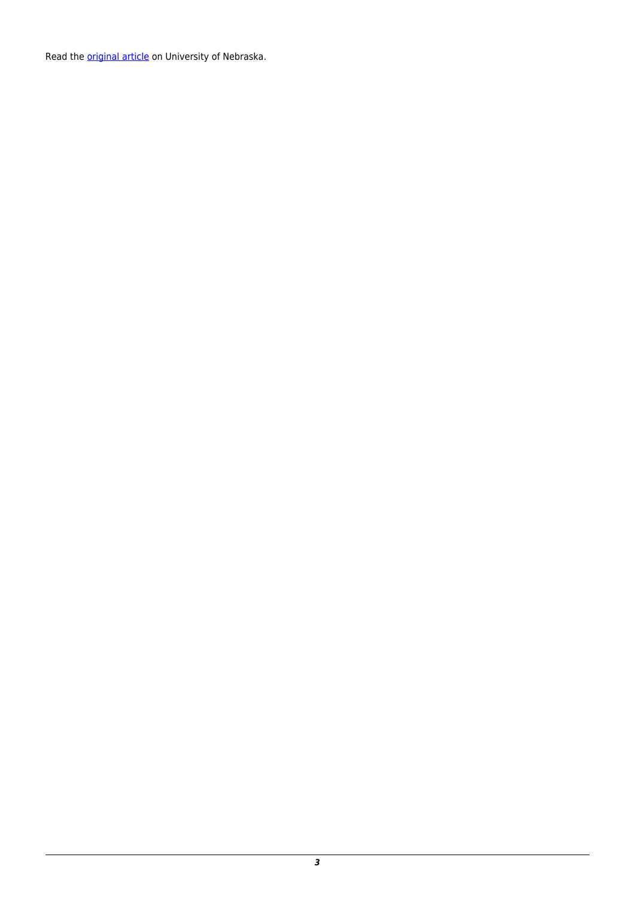Read the [original article](original article) on University of Nebraska.